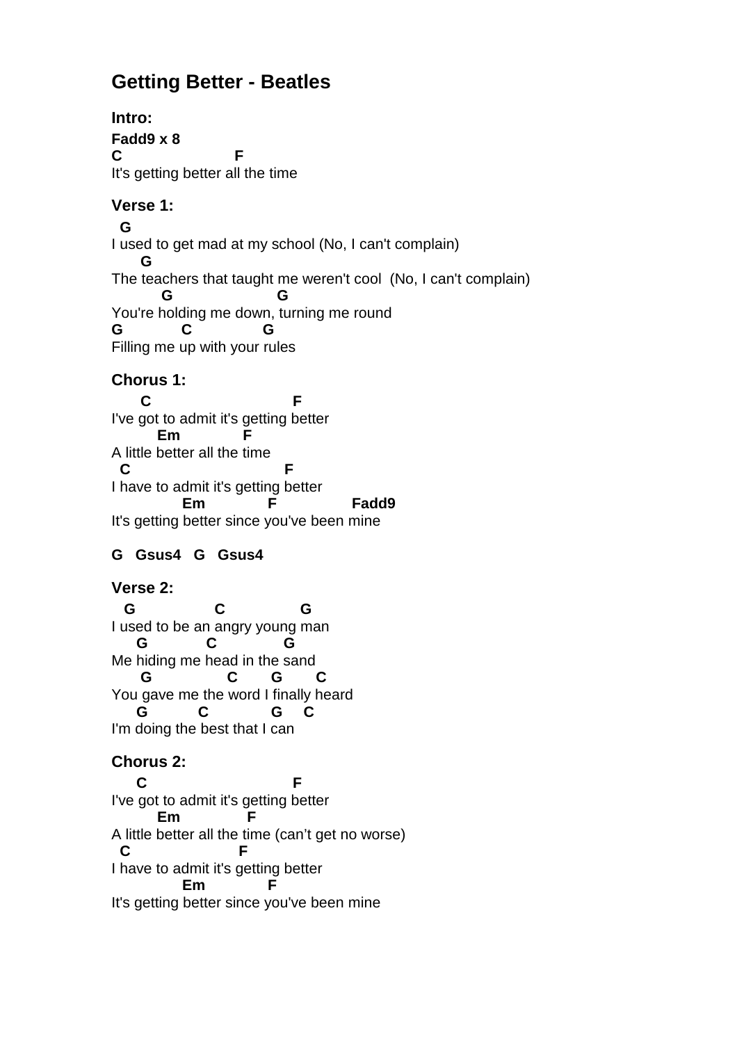# Getting Better - Beatles

**Intro:**

**Fadd9 x 8**

```
C                    F
It's getting better all the time
```

**Verse 1:**

```
  G
I used to get mad at my school (No, I can't complain)
      G
The teachers that taught me weren't cool  (No, I can't complain)
          G                    G
You're holding me down, turning me round
G          C            G
Filling me up with your rules
```

**Chorus 1:**

```
     C                          F
I've got to admit it's getting better
         Em            F
A little better all the time
  C                          F
I have to admit it's getting better
              Em           F              Fadd9
It's getting better since you've been mine
```

**G   Gsus4   G   Gsus4**

**Verse 2:**

```
   G              C             G
I used to be an angry young man
     G          C            G
Me hiding me head in the sand
      G             C      G      C
You gave me the word I finally heard
     G         C           G    C
I'm doing the best that I can
```

**Chorus 2:**

```
    C                           F
I've got to admit it's getting better
         Em             F
A little better all the time (can't get no worse)
  C                     F
I have to admit it's getting better
              Em           F
It's getting better since you've been mine
```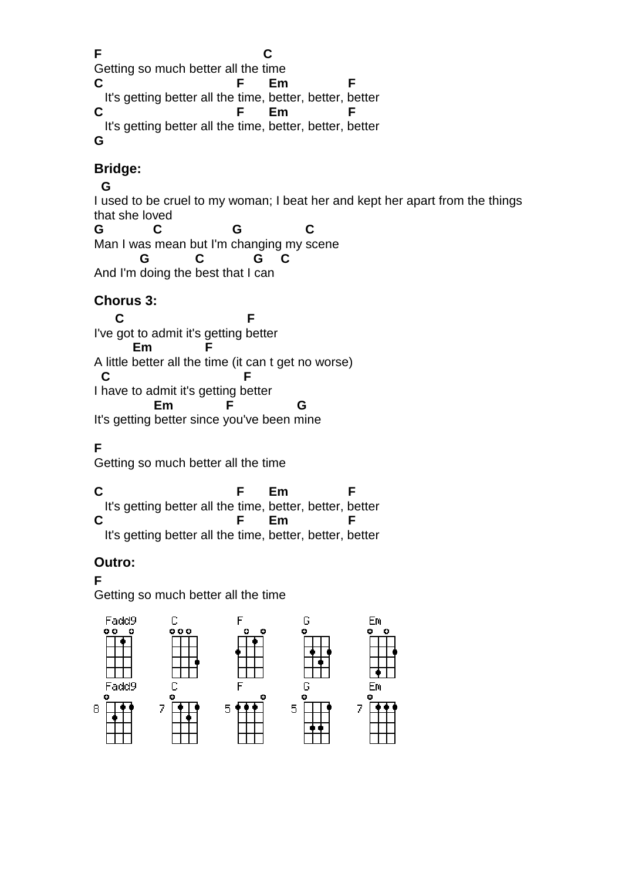```
F                                C
Getting so much better all the time
C                          F      Em            F
  It's getting better all the time, better, better, better
C                          F      Em            F
  It's getting better all the time, better, better, better
G
```

**Bridge:**

```
  G
I used to be cruel to my woman; I beat her and kept her apart from the things
that she loved
G          C              G             C
Man I was mean but I'm changing my scene
        G          C          G    C
And I'm doing the best that I can
```

**Chorus 3:**

```
    C                         F
I've got to admit it's getting better
       Em           F
A little better all the time (it can t get no worse)
  C                          F
I have to admit it's getting better
           Em           F             G
It's getting better since you've been mine
```

```
F
Getting so much better all the time
```

```
C                          F      Em            F
  It's getting better all the time, better, better, better
C                          F      Em            F
  It's getting better all the time, better, better, better
```

**Outro:**

```
F
Getting so much better all the time
```

Fadd9    C    F    G    Em

Fadd9 8    C 7    F 5    G 5    Em 7